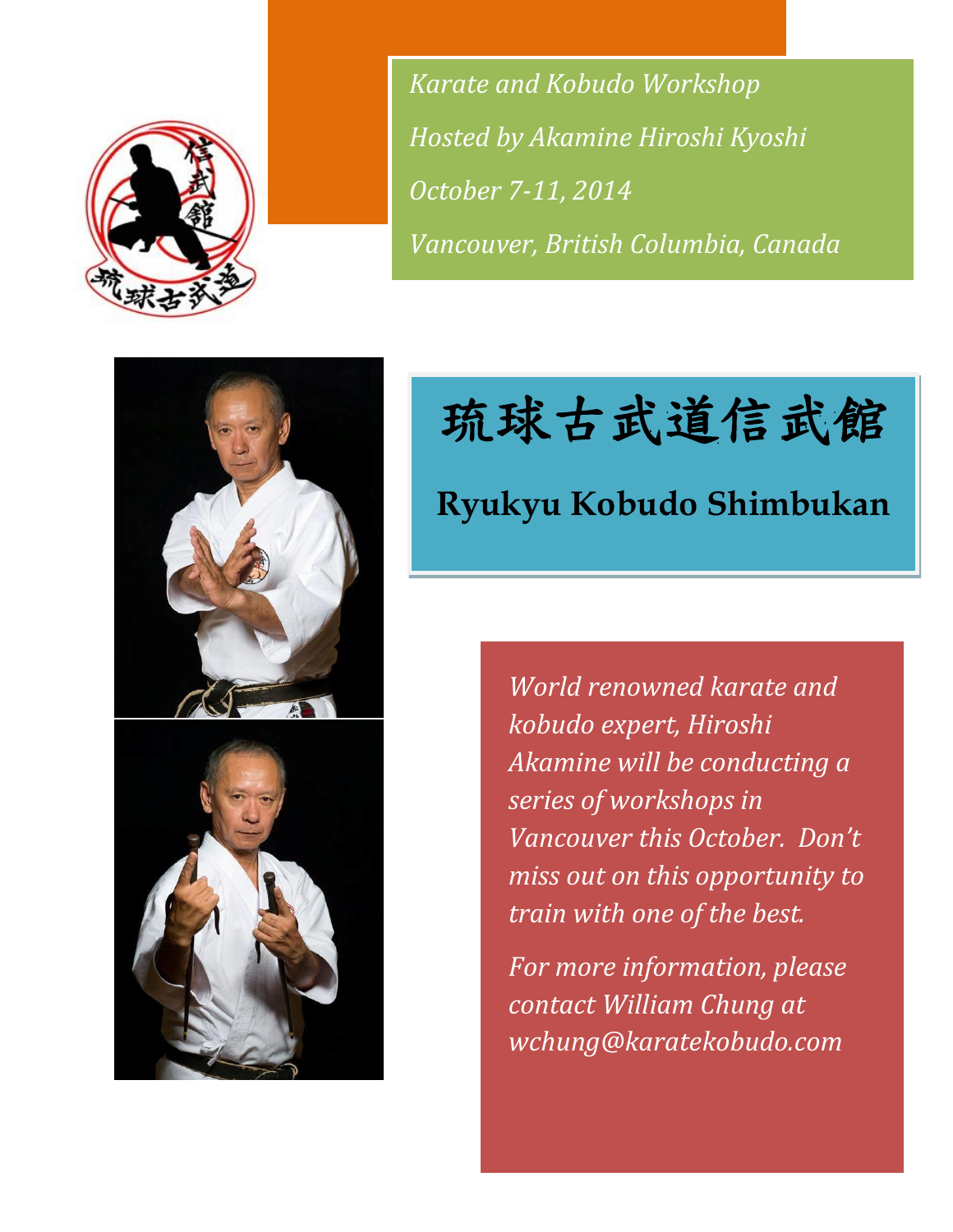*Karate and Kobudo Workshop*

*Hosted by Akamine Hiroshi Kyoshi*

*October 7-11, 2014*

*Vancouver, British Columbia, Canada*

# 琉球古武道信武館

## Ryukyu Kobudo Shimbukan

*World renowned karate and kobudo expert, Hiroshi Akamine will be conducting a series of workshops in Vancouver this October. Don't miss out on this opportunity to train with one of the best.*

*For more information, please contact William Chung at wchung@karatekobudo.com*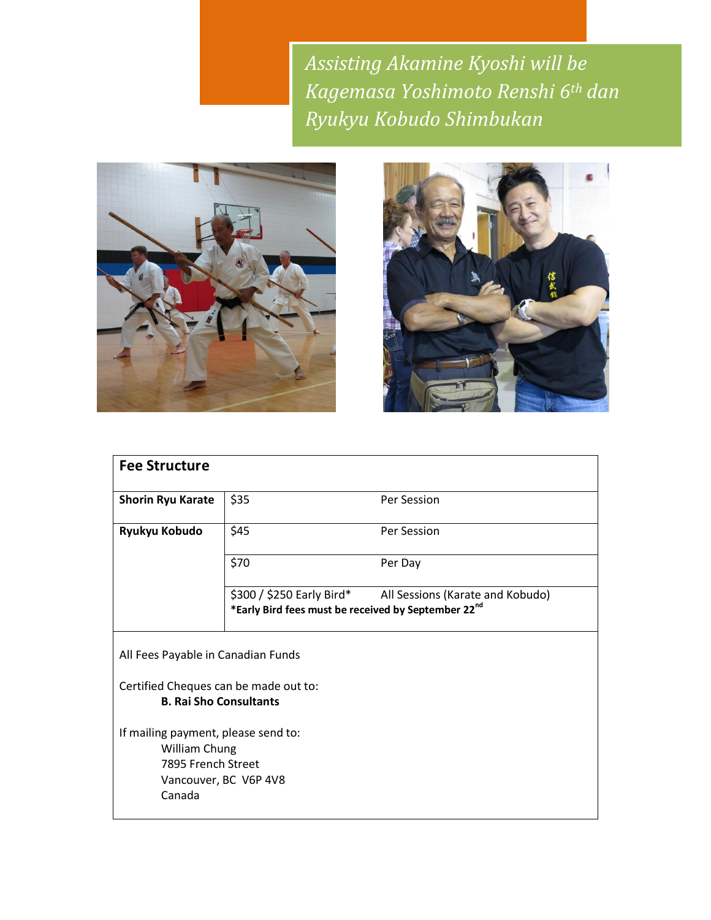*Assisting Akamine Kyoshi will be Kagemasa Yoshimoto Renshi 6th dan Ryukyu Kobudo Shimbukan*

| **Fee Structure** | | |
|---|---|---|
| **Shorin Ryu Karate** | $35 | Per Session |
| **Ryukyu Kobudo** | $45 | Per Session |
| | $70 | Per Day |
| | $300 / $250 Early Bird* | All Sessions (Karate and Kobudo) |
| | **\*Early Bird fees must be received by September 22nd** | |

All Fees Payable in Canadian Funds

Certified Cheques can be made out to:
**B. Rai Sho Consultants**

If mailing payment, please send to:
William Chung
7895 French Street
Vancouver, BC V6P 4V8
Canada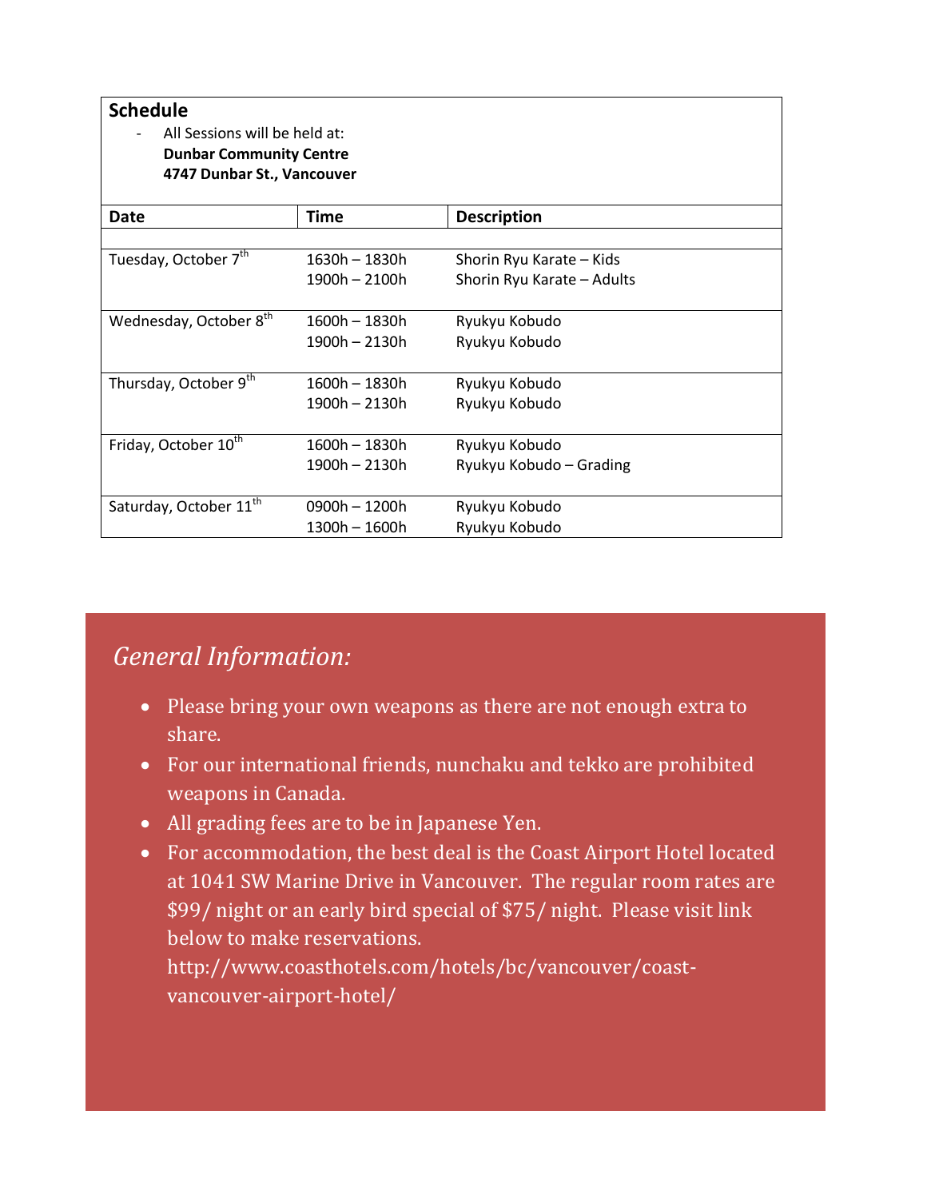## Schedule

- All Sessions will be held at:
  **Dunbar Community Centre**
  **4747 Dunbar St., Vancouver**

| Date | Time | Description |
|---|---|---|
| Tuesday, October 7th | 1630h – 1830h<br>1900h – 2100h | Shorin Ryu Karate – Kids<br>Shorin Ryu Karate – Adults |
| Wednesday, October 8th | 1600h – 1830h<br>1900h – 2130h | Ryukyu Kobudo<br>Ryukyu Kobudo |
| Thursday, October 9th | 1600h – 1830h<br>1900h – 2130h | Ryukyu Kobudo<br>Ryukyu Kobudo |
| Friday, October 10th | 1600h – 1830h<br>1900h – 2130h | Ryukyu Kobudo<br>Ryukyu Kobudo – Grading |
| Saturday, October 11th | 0900h – 1200h<br>1300h – 1600h | Ryukyu Kobudo<br>Ryukyu Kobudo |

## *General Information:*

- Please bring your own weapons as there are not enough extra to share.
- For our international friends, nunchaku and tekko are prohibited weapons in Canada.
- All grading fees are to be in Japanese Yen.
- For accommodation, the best deal is the Coast Airport Hotel located at 1041 SW Marine Drive in Vancouver. The regular room rates are $99/ night or an early bird special of $75/ night. Please visit link below to make reservations.
  http://www.coasthotels.com/hotels/bc/vancouver/coast-vancouver-airport-hotel/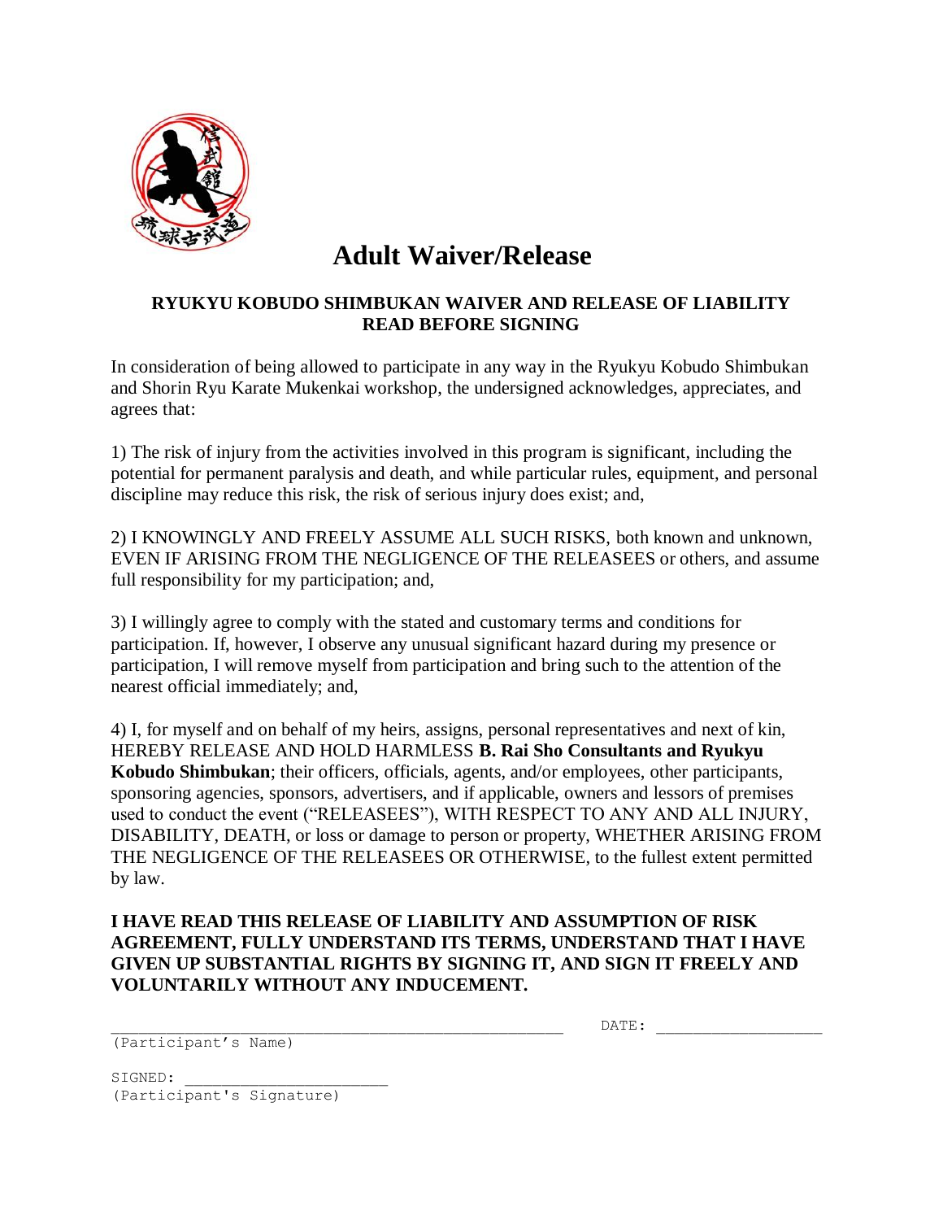# Adult Waiver/Release

**RYUKYU KOBUDO SHIMBUKAN WAIVER AND RELEASE OF LIABILITY**
**READ BEFORE SIGNING**

In consideration of being allowed to participate in any way in the Ryukyu Kobudo Shimbukan and Shorin Ryu Karate Mukenkai workshop, the undersigned acknowledges, appreciates, and agrees that:

1) The risk of injury from the activities involved in this program is significant, including the potential for permanent paralysis and death, and while particular rules, equipment, and personal discipline may reduce this risk, the risk of serious injury does exist; and,

2) I KNOWINGLY AND FREELY ASSUME ALL SUCH RISKS, both known and unknown, EVEN IF ARISING FROM THE NEGLIGENCE OF THE RELEASEES or others, and assume full responsibility for my participation; and,

3) I willingly agree to comply with the stated and customary terms and conditions for participation. If, however, I observe any unusual significant hazard during my presence or participation, I will remove myself from participation and bring such to the attention of the nearest official immediately; and,

4) I, for myself and on behalf of my heirs, assigns, personal representatives and next of kin, HEREBY RELEASE AND HOLD HARMLESS **B. Rai Sho Consultants and Ryukyu Kobudo Shimbukan**; their officers, officials, agents, and/or employees, other participants, sponsoring agencies, sponsors, advertisers, and if applicable, owners and lessors of premises used to conduct the event ("RELEASEES"), WITH RESPECT TO ANY AND ALL INJURY, DISABILITY, DEATH, or loss or damage to person or property, WHETHER ARISING FROM THE NEGLIGENCE OF THE RELEASEES OR OTHERWISE, to the fullest extent permitted by law.

**I HAVE READ THIS RELEASE OF LIABILITY AND ASSUMPTION OF RISK AGREEMENT, FULLY UNDERSTAND ITS TERMS, UNDERSTAND THAT I HAVE GIVEN UP SUBSTANTIAL RIGHTS BY SIGNING IT, AND SIGN IT FREELY AND VOLUNTARILY WITHOUT ANY INDUCEMENT.**

_______________________________________________ DATE: __________________
(Participant's Name)

SIGNED: ______________________
(Participant's Signature)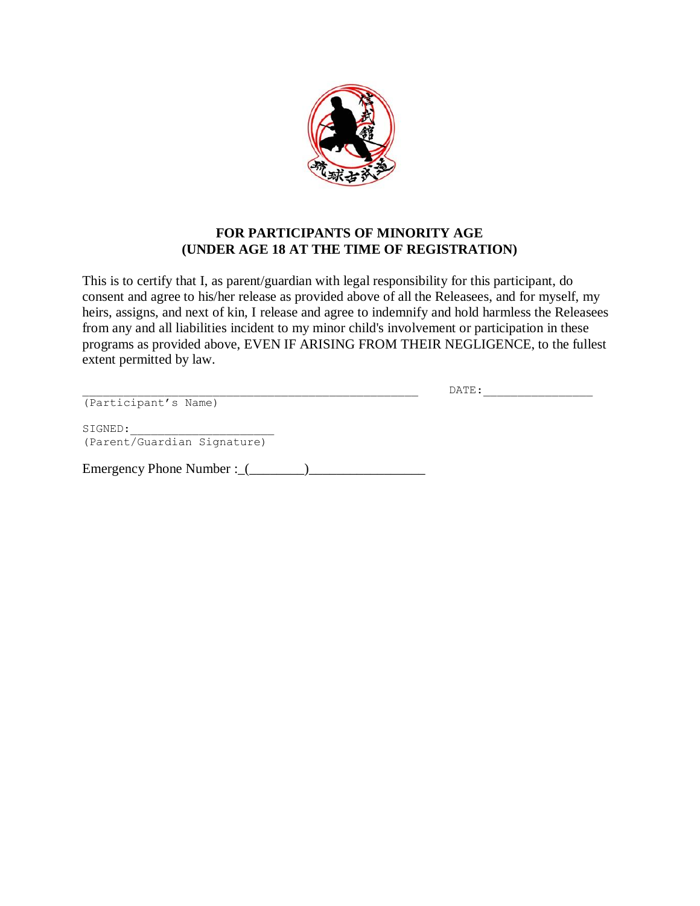## FOR PARTICIPANTS OF MINORITY AGE
## (UNDER AGE 18 AT THE TIME OF REGISTRATION)

This is to certify that I, as parent/guardian with legal responsibility for this participant, do consent and agree to his/her release as provided above of all the Releasees, and for myself, my heirs, assigns, and next of kin, I release and agree to indemnify and hold harmless the Releasees from any and all liabilities incident to my minor child's involvement or participation in these programs as provided above, EVEN IF ARISING FROM THEIR NEGLIGENCE, to the fullest extent permitted by law.

_______________________________________________ DATE:________________
(Participant's Name)

SIGNED:_____________________
(Parent/Guardian Signature)

Emergency Phone Number :_(________)_________________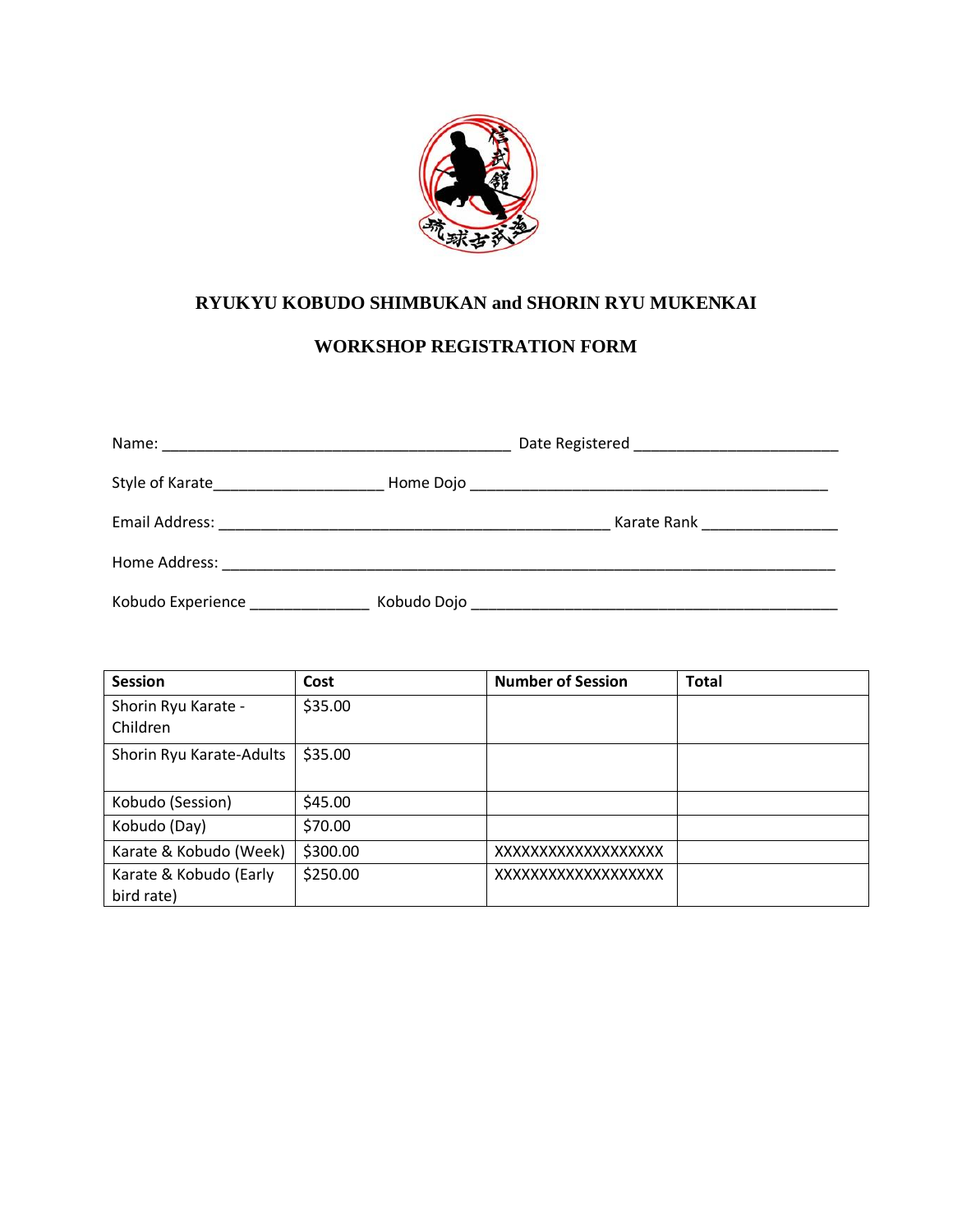## RYUKYU KOBUDO SHIMBUKAN and SHORIN RYU MUKENKAI

## WORKSHOP REGISTRATION FORM

Name: ________________________________________ Date Registered _______________________

Style of Karate___________________ Home Dojo ________________________________________

Email Address: _____________________________________________ Karate Rank _______________

Home Address: ______________________________________________________________________

Kobudo Experience _____________ Kobudo Dojo __________________________________________

| Session | Cost | Number of Session | Total |
|---|---|---|---|
| Shorin Ryu Karate - Children | $35.00 | | |
| Shorin Ryu Karate-Adults | $35.00 | | |
| Kobudo (Session) | $45.00 | | |
| Kobudo (Day) | $70.00 | | |
| Karate & Kobudo (Week) | $300.00 | XXXXXXXXXXXXXXXXXX | |
| Karate & Kobudo (Early bird rate) | $250.00 | XXXXXXXXXXXXXXXXXX | |